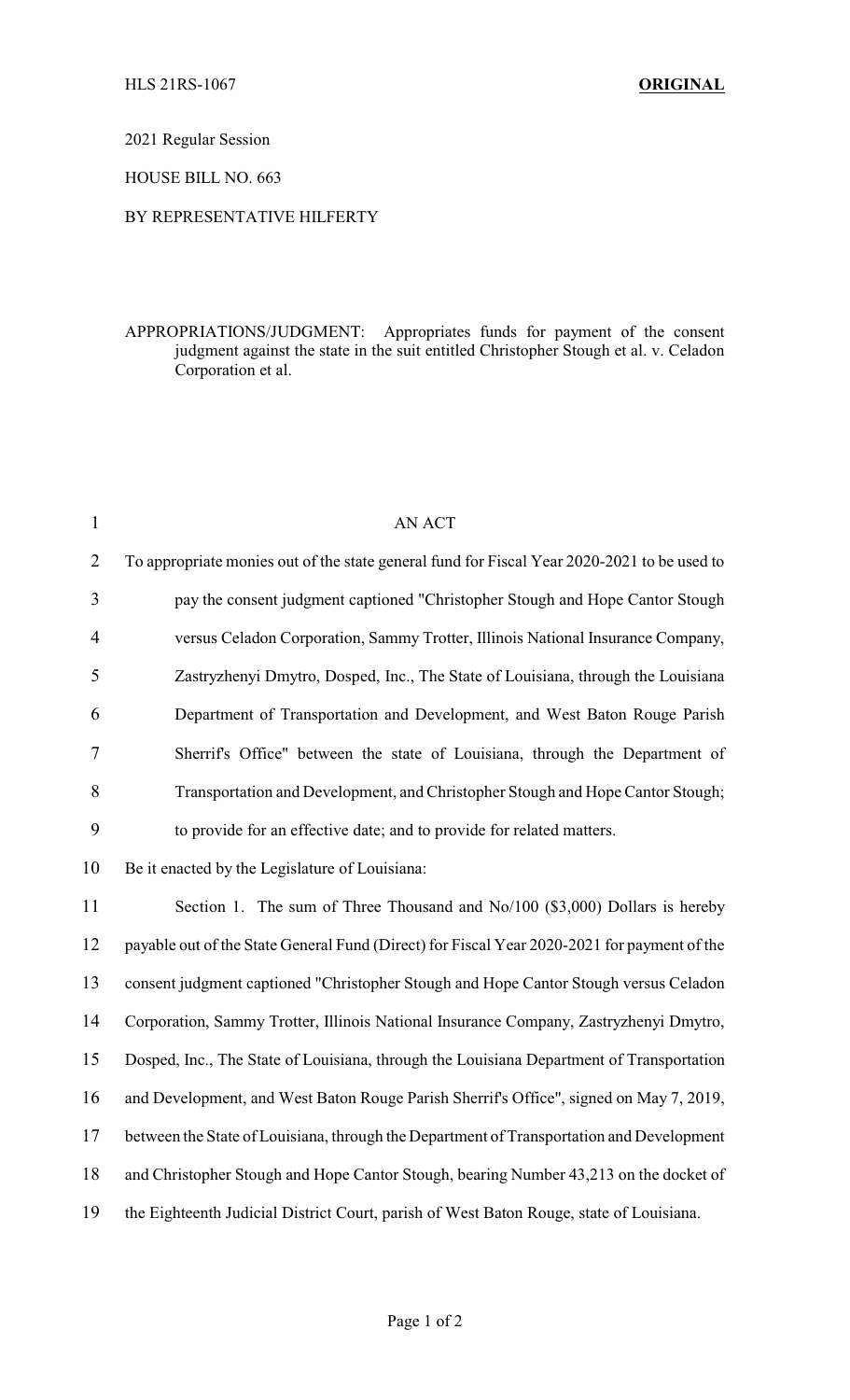HLS 21RS-1067 **ORIGINAL**

2021 Regular Session

HOUSE BILL NO. 663

BY REPRESENTATIVE HILFERTY

APPROPRIATIONS/JUDGMENT: Appropriates funds for payment of the consent judgment against the state in the suit entitled Christopher Stough et al. v. Celadon Corporation et al.

AN ACT

To appropriate monies out of the state general fund for Fiscal Year 2020-2021 to be used to pay the consent judgment captioned "Christopher Stough and Hope Cantor Stough versus Celadon Corporation, Sammy Trotter, Illinois National Insurance Company, Zastryzhenyi Dmytro, Dosped, Inc., The State of Louisiana, through the Louisiana Department of Transportation and Development, and West Baton Rouge Parish Sherrif's Office" between the state of Louisiana, through the Department of Transportation and Development, and Christopher Stough and Hope Cantor Stough; to provide for an effective date; and to provide for related matters.

Be it enacted by the Legislature of Louisiana:

Section 1. The sum of Three Thousand and No/100 ($3,000) Dollars is hereby payable out of the State General Fund (Direct) for Fiscal Year 2020-2021 for payment of the consent judgment captioned "Christopher Stough and Hope Cantor Stough versus Celadon Corporation, Sammy Trotter, Illinois National Insurance Company, Zastryzhenyi Dmytro, Dosped, Inc., The State of Louisiana, through the Louisiana Department of Transportation and Development, and West Baton Rouge Parish Sherrif's Office", signed on May 7, 2019, between the State of Louisiana, through the Department of Transportation and Development and Christopher Stough and Hope Cantor Stough, bearing Number 43,213 on the docket of the Eighteenth Judicial District Court, parish of West Baton Rouge, state of Louisiana.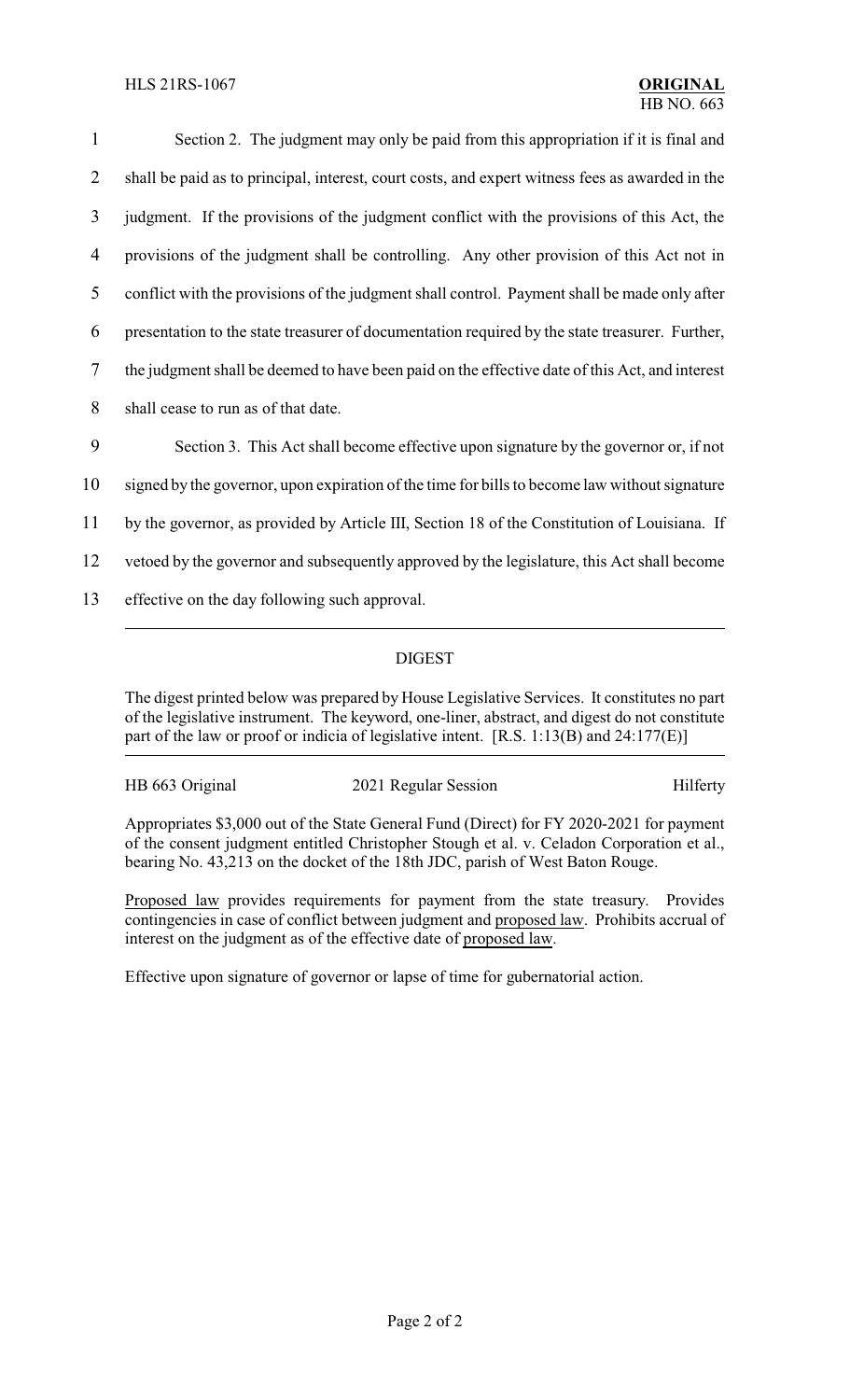Section 2. The judgment may only be paid from this appropriation if it is final and shall be paid as to principal, interest, court costs, and expert witness fees as awarded in the judgment. If the provisions of the judgment conflict with the provisions of this Act, the provisions of the judgment shall be controlling. Any other provision of this Act not in conflict with the provisions of the judgment shall control. Payment shall be made only after presentation to the state treasurer of documentation required by the state treasurer. Further, the judgment shall be deemed to have been paid on the effective date of this Act, and interest shall cease to run as of that date.

Section 3. This Act shall become effective upon signature by the governor or, if not signed by the governor, upon expiration of the time for bills to become law without signature by the governor, as provided by Article III, Section 18 of the Constitution of Louisiana. If vetoed by the governor and subsequently approved by the legislature, this Act shall become effective on the day following such approval.

## DIGEST

The digest printed below was prepared by House Legislative Services. It constitutes no part of the legislative instrument. The keyword, one-liner, abstract, and digest do not constitute part of the law or proof or indicia of legislative intent. [R.S. 1:13(B) and 24:177(E)]

HB 663 Original — 2021 Regular Session — Hilferty

Appropriates $3,000 out of the State General Fund (Direct) for FY 2020-2021 for payment of the consent judgment entitled Christopher Stough et al. v. Celadon Corporation et al., bearing No. 43,213 on the docket of the 18th JDC, parish of West Baton Rouge.

Proposed law provides requirements for payment from the state treasury. Provides contingencies in case of conflict between judgment and proposed law. Prohibits accrual of interest on the judgment as of the effective date of proposed law.

Effective upon signature of governor or lapse of time for gubernatorial action.